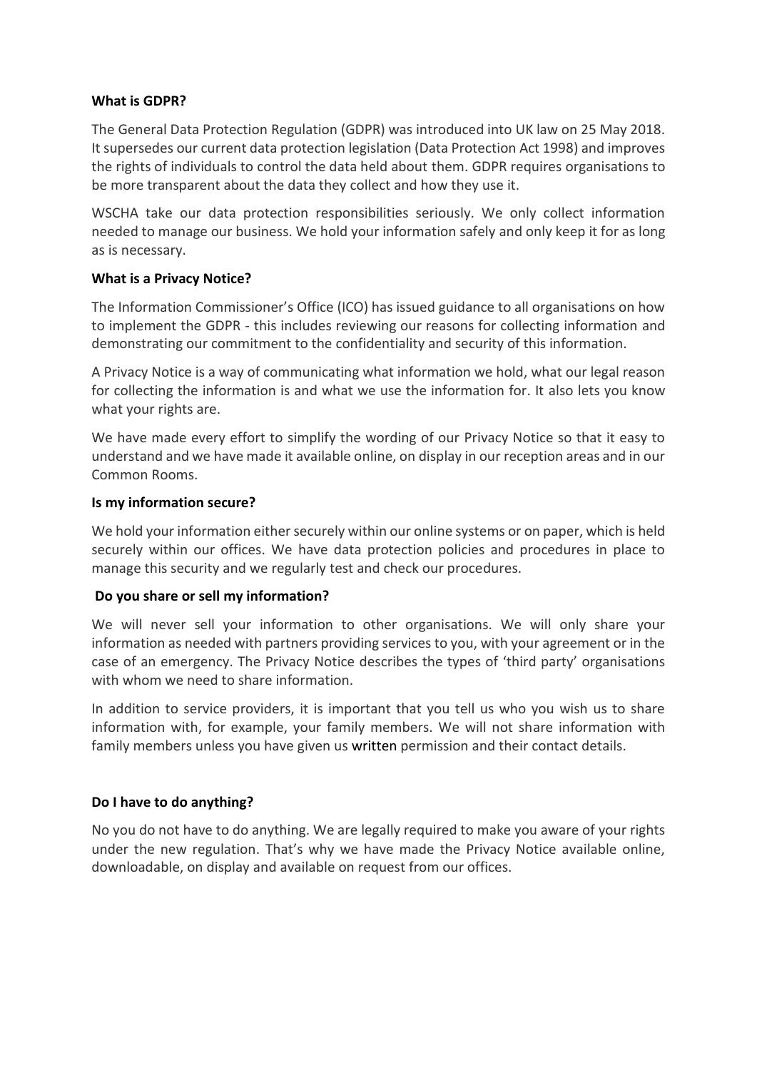**What is GDPR?**

The General Data Protection Regulation (GDPR) was introduced into UK law on 25 May 2018. It supersedes our current data protection legislation (Data Protection Act 1998) and improves the rights of individuals to control the data held about them. GDPR requires organisations to be more transparent about the data they collect and how they use it.

WSCHA take our data protection responsibilities seriously. We only collect information needed to manage our business. We hold your information safely and only keep it for as long as is necessary.

**What is a Privacy Notice?**

The Information Commissioner's Office (ICO) has issued guidance to all organisations on how to implement the GDPR - this includes reviewing our reasons for collecting information and demonstrating our commitment to the confidentiality and security of this information.

A Privacy Notice is a way of communicating what information we hold, what our legal reason for collecting the information is and what we use the information for. It also lets you know what your rights are.

We have made every effort to simplify the wording of our Privacy Notice so that it easy to understand and we have made it available online, on display in our reception areas and in our Common Rooms.

**Is my information secure?**

We hold your information either securely within our online systems or on paper, which is held securely within our offices. We have data protection policies and procedures in place to manage this security and we regularly test and check our procedures.

**Do you share or sell my information?**

We will never sell your information to other organisations. We will only share your information as needed with partners providing services to you, with your agreement or in the case of an emergency. The Privacy Notice describes the types of 'third party' organisations with whom we need to share information.

In addition to service providers, it is important that you tell us who you wish us to share information with, for example, your family members. We will not share information with family members unless you have given us written permission and their contact details.

**Do I have to do anything?**

No you do not have to do anything. We are legally required to make you aware of your rights under the new regulation. That's why we have made the Privacy Notice available online, downloadable, on display and available on request from our offices.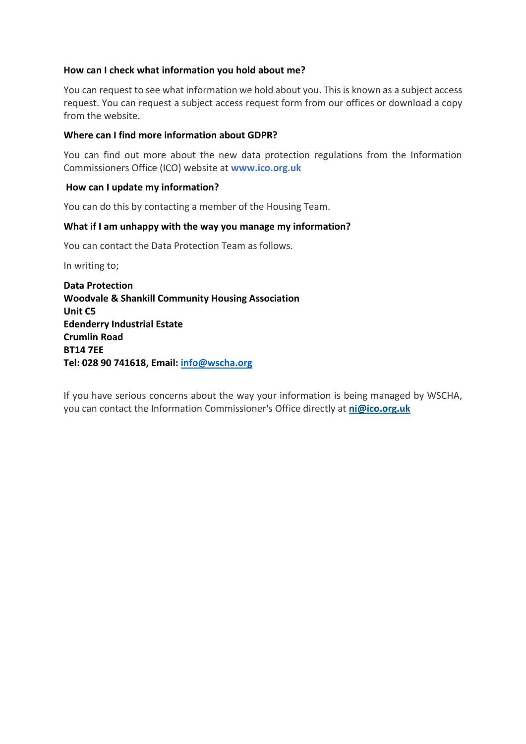**How can I check what information you hold about me?**

You can request to see what information we hold about you. This is known as a subject access request. You can request a subject access request form from our offices or download a copy from the website.

**Where can I find more information about GDPR?**

You can find out more about the new data protection regulations from the Information Commissioners Office (ICO) website at **www.ico.org.uk**

**How can I update my information?**

You can do this by contacting a member of the Housing Team.

**What if I am unhappy with the way you manage my information?**

You can contact the Data Protection Team as follows.

In writing to;

**Data Protection**
**Woodvale & Shankill Community Housing Association**
**Unit C5**
**Edenderry Industrial Estate**
**Crumlin Road**
**BT14 7EE**
**Tel: 028 90 741618, Email: info@wscha.org**

If you have serious concerns about the way your information is being managed by WSCHA, you can contact the Information Commissioner's Office directly at **ni@ico.org.uk**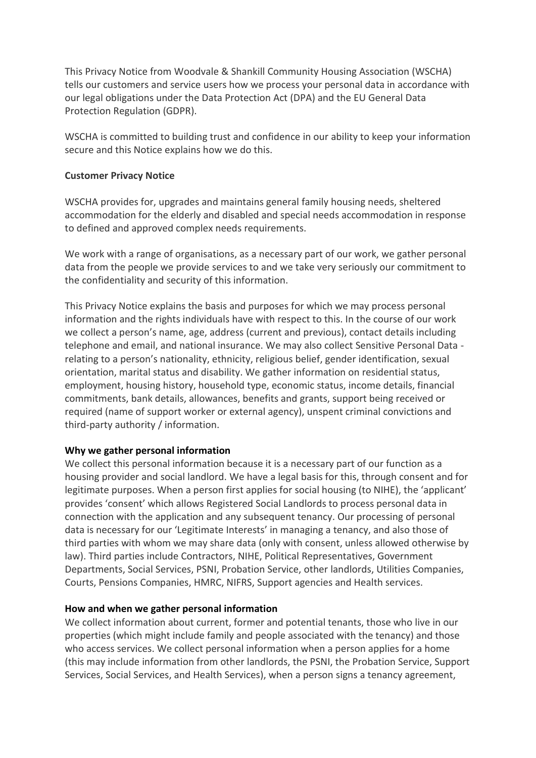This Privacy Notice from Woodvale & Shankill Community Housing Association (WSCHA) tells our customers and service users how we process your personal data in accordance with our legal obligations under the Data Protection Act (DPA) and the EU General Data Protection Regulation (GDPR).

WSCHA is committed to building trust and confidence in our ability to keep your information secure and this Notice explains how we do this.

**Customer Privacy Notice**

WSCHA provides for, upgrades and maintains general family housing needs, sheltered accommodation for the elderly and disabled and special needs accommodation in response to defined and approved complex needs requirements.

We work with a range of organisations, as a necessary part of our work, we gather personal data from the people we provide services to and we take very seriously our commitment to the confidentiality and security of this information.

This Privacy Notice explains the basis and purposes for which we may process personal information and the rights individuals have with respect to this. In the course of our work we collect a person's name, age, address (current and previous), contact details including telephone and email, and national insurance. We may also collect Sensitive Personal Data - relating to a person's nationality, ethnicity, religious belief, gender identification, sexual orientation, marital status and disability. We gather information on residential status, employment, housing history, household type, economic status, income details, financial commitments, bank details, allowances, benefits and grants, support being received or required (name of support worker or external agency), unspent criminal convictions and third-party authority / information.

**Why we gather personal information**

We collect this personal information because it is a necessary part of our function as a housing provider and social landlord. We have a legal basis for this, through consent and for legitimate purposes. When a person first applies for social housing (to NIHE), the 'applicant' provides 'consent' which allows Registered Social Landlords to process personal data in connection with the application and any subsequent tenancy. Our processing of personal data is necessary for our 'Legitimate Interests' in managing a tenancy, and also those of third parties with whom we may share data (only with consent, unless allowed otherwise by law). Third parties include Contractors, NIHE, Political Representatives, Government Departments, Social Services, PSNI, Probation Service, other landlords, Utilities Companies, Courts, Pensions Companies, HMRC, NIFRS, Support agencies and Health services.

**How and when we gather personal information**

We collect information about current, former and potential tenants, those who live in our properties (which might include family and people associated with the tenancy) and those who access services. We collect personal information when a person applies for a home (this may include information from other landlords, the PSNI, the Probation Service, Support Services, Social Services, and Health Services), when a person signs a tenancy agreement,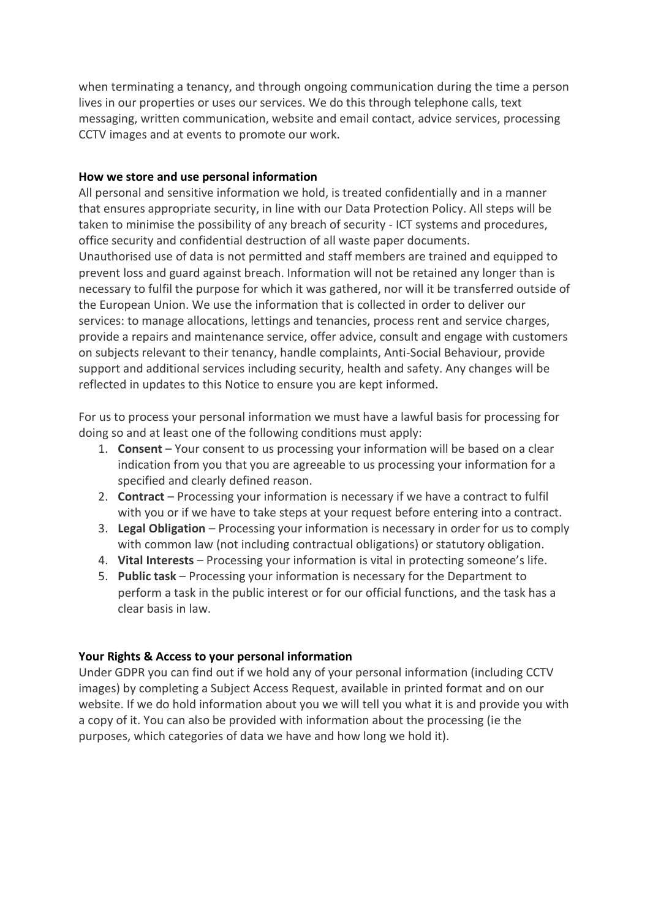when terminating a tenancy, and through ongoing communication during the time a person lives in our properties or uses our services. We do this through telephone calls, text messaging, written communication, website and email contact, advice services, processing CCTV images and at events to promote our work.

**How we store and use personal information**

All personal and sensitive information we hold, is treated confidentially and in a manner that ensures appropriate security, in line with our Data Protection Policy. All steps will be taken to minimise the possibility of any breach of security - ICT systems and procedures, office security and confidential destruction of all waste paper documents.
Unauthorised use of data is not permitted and staff members are trained and equipped to prevent loss and guard against breach. Information will not be retained any longer than is necessary to fulfil the purpose for which it was gathered, nor will it be transferred outside of the European Union. We use the information that is collected in order to deliver our services: to manage allocations, lettings and tenancies, process rent and service charges, provide a repairs and maintenance service, offer advice, consult and engage with customers on subjects relevant to their tenancy, handle complaints, Anti-Social Behaviour, provide support and additional services including security, health and safety. Any changes will be reflected in updates to this Notice to ensure you are kept informed.

For us to process your personal information we must have a lawful basis for processing for doing so and at least one of the following conditions must apply:

1. **Consent** – Your consent to us processing your information will be based on a clear indication from you that you are agreeable to us processing your information for a specified and clearly defined reason.
2. **Contract** – Processing your information is necessary if we have a contract to fulfil with you or if we have to take steps at your request before entering into a contract.
3. **Legal Obligation** – Processing your information is necessary in order for us to comply with common law (not including contractual obligations) or statutory obligation.
4. **Vital Interests** – Processing your information is vital in protecting someone's life.
5. **Public task** – Processing your information is necessary for the Department to perform a task in the public interest or for our official functions, and the task has a clear basis in law.

**Your Rights & Access to your personal information**

Under GDPR you can find out if we hold any of your personal information (including CCTV images) by completing a Subject Access Request, available in printed format and on our website. If we do hold information about you we will tell you what it is and provide you with a copy of it. You can also be provided with information about the processing (ie the purposes, which categories of data we have and how long we hold it).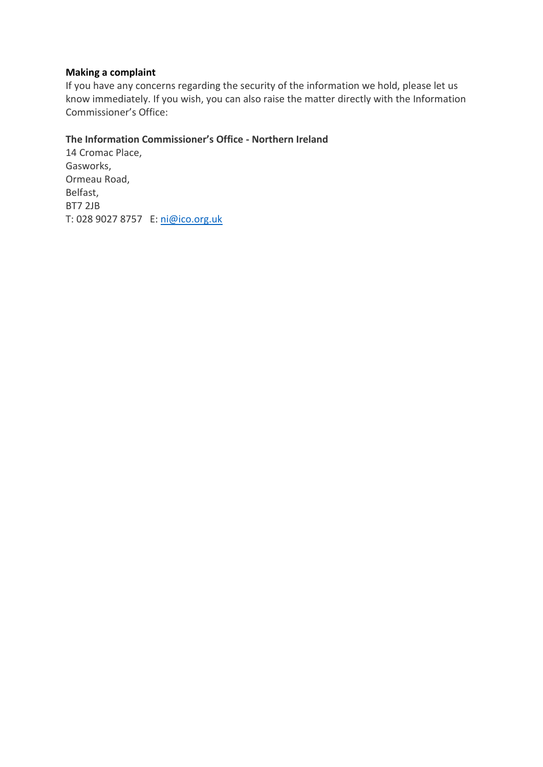**Making a complaint**

If you have any concerns regarding the security of the information we hold, please let us know immediately. If you wish, you can also raise the matter directly with the Information Commissioner's Office:

**The Information Commissioner's Office - Northern Ireland**

14 Cromac Place,
Gasworks,
Ormeau Road,
Belfast,
BT7 2JB
T: 028 9027 8757   E: ni@ico.org.uk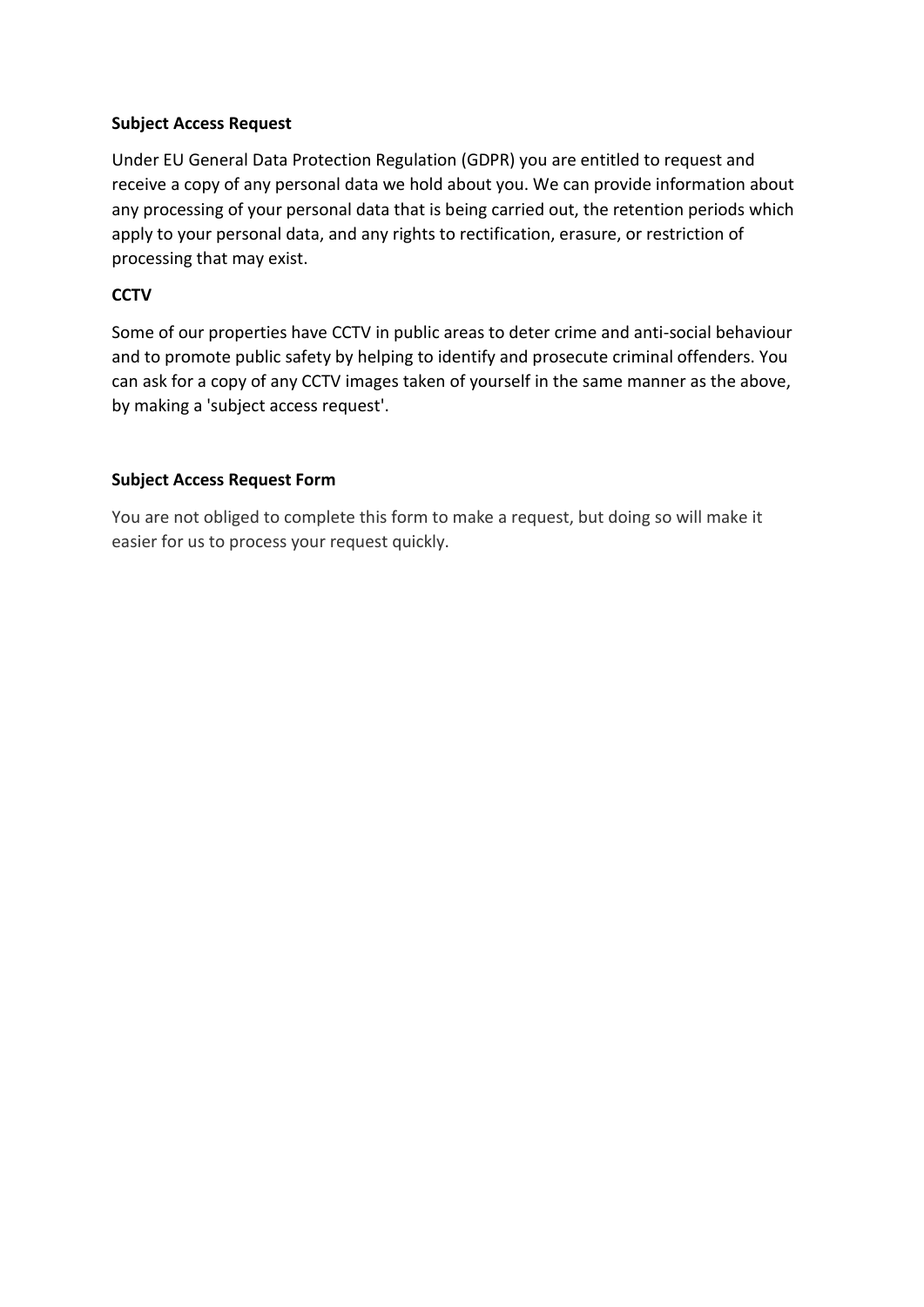**Subject Access Request**

Under EU General Data Protection Regulation (GDPR) you are entitled to request and receive a copy of any personal data we hold about you. We can provide information about any processing of your personal data that is being carried out, the retention periods which apply to your personal data, and any rights to rectification, erasure, or restriction of processing that may exist.

**CCTV**

Some of our properties have CCTV in public areas to deter crime and anti-social behaviour and to promote public safety by helping to identify and prosecute criminal offenders. You can ask for a copy of any CCTV images taken of yourself in the same manner as the above, by making a 'subject access request'.

**Subject Access Request Form**

You are not obliged to complete this form to make a request, but doing so will make it easier for us to process your request quickly.